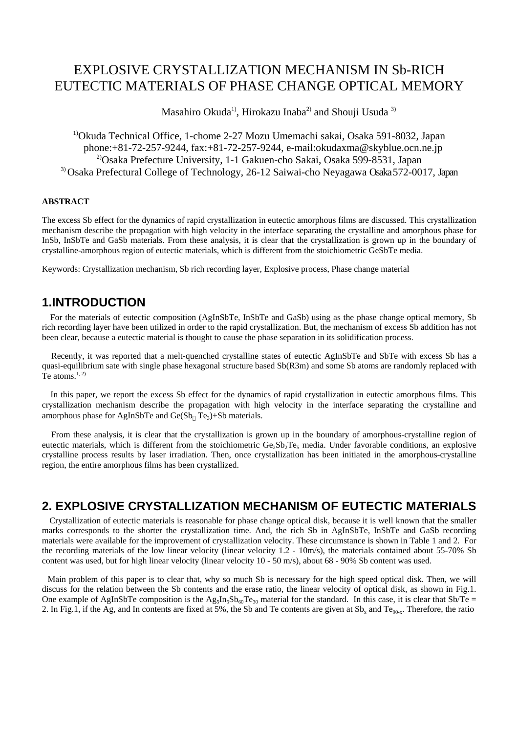# EXPLOSIVE CRYSTALLIZATION MECHANISM IN Sb-RICH EUTECTIC MATERIALS OF PHASE CHANGE OPTICAL MEMORY

Masahiro Okuda[1)], Hirokazu Inaba[2)] and Shouji Usuda [3)]

[1)]Okuda Technical Office, 1-chome 2-27 Mozu Umemachi sakai, Osaka 591-8032, Japan
phone:+81-72-257-9244, fax:+81-72-257-9244, e-mail:okudaxma@skyblue.ocn.ne.jp
[2)]Osaka Prefecture University, 1-1 Gakuen-cho Sakai, Osaka 599-8531, Japan
[3)] Osaka Prefectural College of Technology, 26-12 Saiwai-cho Neyagawa Osaka 572-0017, Japan

**ABSTRACT**

The excess Sb effect for the dynamics of rapid crystallization in eutectic amorphous films are discussed. This crystallization mechanism describe the propagation with high velocity in the interface separating the crystalline and amorphous phase for InSb, InSbTe and GaSb materials. From these analysis, it is clear that the crystallization is grown up in the boundary of crystalline-amorphous region of eutectic materials, which is different from the stoichiometric GeSbTe media.

Keywords: Crystallization mechanism, Sb rich recording layer, Explosive process, Phase change material

## 1.INTRODUCTION

For the materials of eutectic composition (AgInSbTe, InSbTe and GaSb) using as the phase change optical memory, Sb rich recording layer have been utilized in order to the rapid crystallization. But, the mechanism of excess Sb addition has not been clear, because a eutectic material is thought to cause the phase separation in its solidification process.

Recently, it was reported that a melt-quenched crystalline states of eutectic AgInSbTe and SbTe with excess Sb has a quasi-equilibrium sate with single phase hexagonal structure based Sb(R3m) and some Sb atoms are randomly replaced with Te atoms.[1, 2)]

In this paper, we report the excess Sb effect for the dynamics of rapid crystallization in eutectic amorphous films. This crystallization mechanism describe the propagation with high velocity in the interface separating the crystalline and amorphous phase for AgInSbTe and $Ge(Sb_{?}Te_3)$+Sb materials.

From these analysis, it is clear that the crystallization is grown up in the boundary of amorphous-crystalline region of eutectic materials, which is different from the stoichiometric $Ge_2Sb_2Te_5$ media. Under favorable conditions, an explosive crystalline process results by laser irradiation. Then, once crystallization has been initiated in the amorphous-crystalline region, the entire amorphous films has been crystallized.

## 2. EXPLOSIVE CRYSTALLIZATION MECHANISM OF EUTECTIC MATERIALS

Crystallization of eutectic materials is reasonable for phase change optical disk, because it is well known that the smaller marks corresponds to the shorter the crystallization time. And, the rich Sb in AgInSbTe, InSbTe and GaSb recording materials were available for the improvement of crystallization velocity. These circumstance is shown in Table 1 and 2. For the recording materials of the low linear velocity (linear velocity 1.2 - 10m/s), the materials contained about 55-70% Sb content was used, but for high linear velocity (linear velocity 10 - 50 m/s), about 68 - 90% Sb content was used.

Main problem of this paper is to clear that, why so much Sb is necessary for the high speed optical disk. Then, we will discuss for the relation between the Sb contents and the erase ratio, the linear velocity of optical disk, as shown in Fig.1. One example of AgInSbTe composition is the $Ag_5In_5Sb_{60}Te_{30}$ material for the standard. In this case, it is clear that Sb/Te = 2. In Fig.1, if the Ag, and In contents are fixed at 5%, the Sb and Te contents are given at $Sb_x$ and $Te_{90-x}$. Therefore, the ratio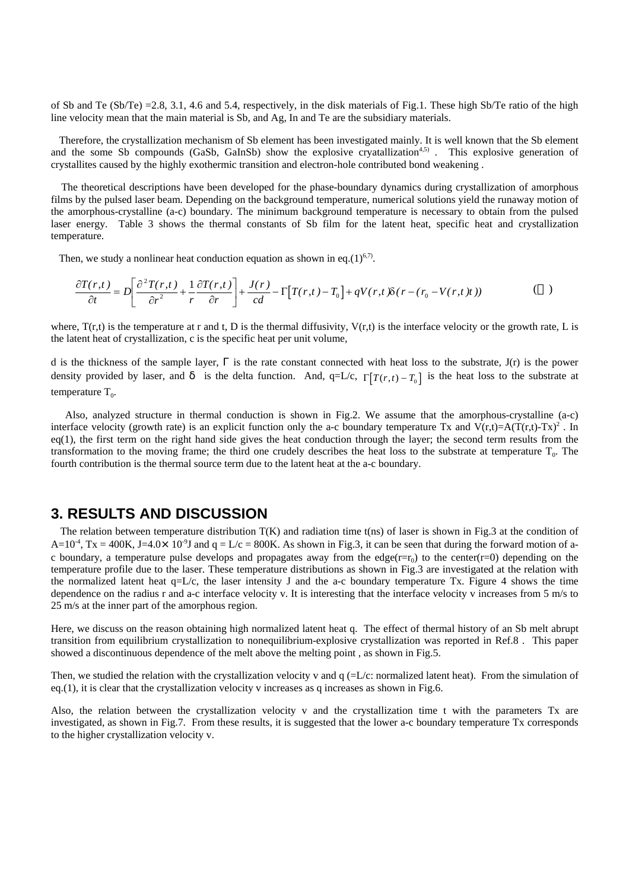of Sb and Te (Sb/Te) =2.8, 3.1, 4.6 and 5.4, respectively, in the disk materials of Fig.1. These high Sb/Te ratio of the high line velocity mean that the main material is Sb, and Ag, In and Te are the subsidiary materials.

Therefore, the crystallization mechanism of Sb element has been investigated mainly. It is well known that the Sb element and the some Sb compounds (GaSb, GaInSb) show the explosive cryatallization[4,5] . This explosive generation of crystallites caused by the highly exothermic transition and electron-hole contributed bond weakening .

The theoretical descriptions have been developed for the phase-boundary dynamics during crystallization of amorphous films by the pulsed laser beam. Depending on the background temperature, numerical solutions yield the runaway motion of the amorphous-crystalline (a-c) boundary. The minimum background temperature is necessary to obtain from the pulsed laser energy. Table 3 shows the thermal constants of Sb film for the latent heat, specific heat and crystallization temperature.

Then, we study a nonlinear heat conduction equation as shown in eq.(1)[6,7].

$$\frac{\partial T(r,t)}{\partial t} = D\left[\frac{\partial^2 T(r,t)}{\partial r^2} + \frac{1}{r}\frac{\partial T(r,t)}{\partial r}\right] + \frac{J(r)}{cd} - \Gamma\left[T(r,t) - T_0\right] + qV(r,t)\delta(r - (r_0 - V(r,t)t)) \qquad (1)$$

where, $T(r,t)$ is the temperature at r and t, D is the thermal diffusivity, $V(r,t)$ is the interface velocity or the growth rate, L is the latent heat of crystallization, c is the specific heat per unit volume,

d is the thickness of the sample layer, $\Gamma$ is the rate constant connected with heat loss to the substrate, J(r) is the power density provided by laser, and $\delta$ is the delta function. And, q=L/c, $\Gamma\left[T(r,t) - T_0\right]$ is the heat loss to the substrate at temperature $T_0$.

Also, analyzed structure in thermal conduction is shown in Fig.2. We assume that the amorphous-crystalline (a-c) interface velocity (growth rate) is an explicit function only the a-c boundary temperature Tx and $V(r,t)=A(T(r,t)-Tx)^2$ . In eq(1), the first term on the right hand side gives the heat conduction through the layer; the second term results from the transformation to the moving frame; the third one crudely describes the heat loss to the substrate at temperature $T_0$. The fourth contribution is the thermal source term due to the latent heat at the a-c boundary.

## 3. RESULTS AND DISCUSSION

The relation between temperature distribution T(K) and radiation time t(ns) of laser is shown in Fig.3 at the condition of $A=10^{-4}$, Tx = 400K, $J=4.0\times 10^{-9}$J and q = L/c = 800K. As shown in Fig.3, it can be seen that during the forward motion of a-c boundary, a temperature pulse develops and propagates away from the edge($r=r_0$) to the center(r=0) depending on the temperature profile due to the laser. These temperature distributions as shown in Fig.3 are investigated at the relation with the normalized latent heat q=L/c, the laser intensity J and the a-c boundary temperature Tx. Figure 4 shows the time dependence on the radius r and a-c interface velocity v. It is interesting that the interface velocity v increases from 5 m/s to 25 m/s at the inner part of the amorphous region.

Here, we discuss on the reason obtaining high normalized latent heat q. The effect of thermal history of an Sb melt abrupt transition from equilibrium crystallization to nonequilibrium-explosive crystallization was reported in Ref.8 . This paper showed a discontinuous dependence of the melt above the melting point , as shown in Fig.5.

Then, we studied the relation with the crystallization velocity v and q (=L/c: normalized latent heat). From the simulation of eq.(1), it is clear that the crystallization velocity v increases as q increases as shown in Fig.6.

Also, the relation between the crystallization velocity v and the crystallization time t with the parameters Tx are investigated, as shown in Fig.7. From these results, it is suggested that the lower a-c boundary temperature Tx corresponds to the higher crystallization velocity v.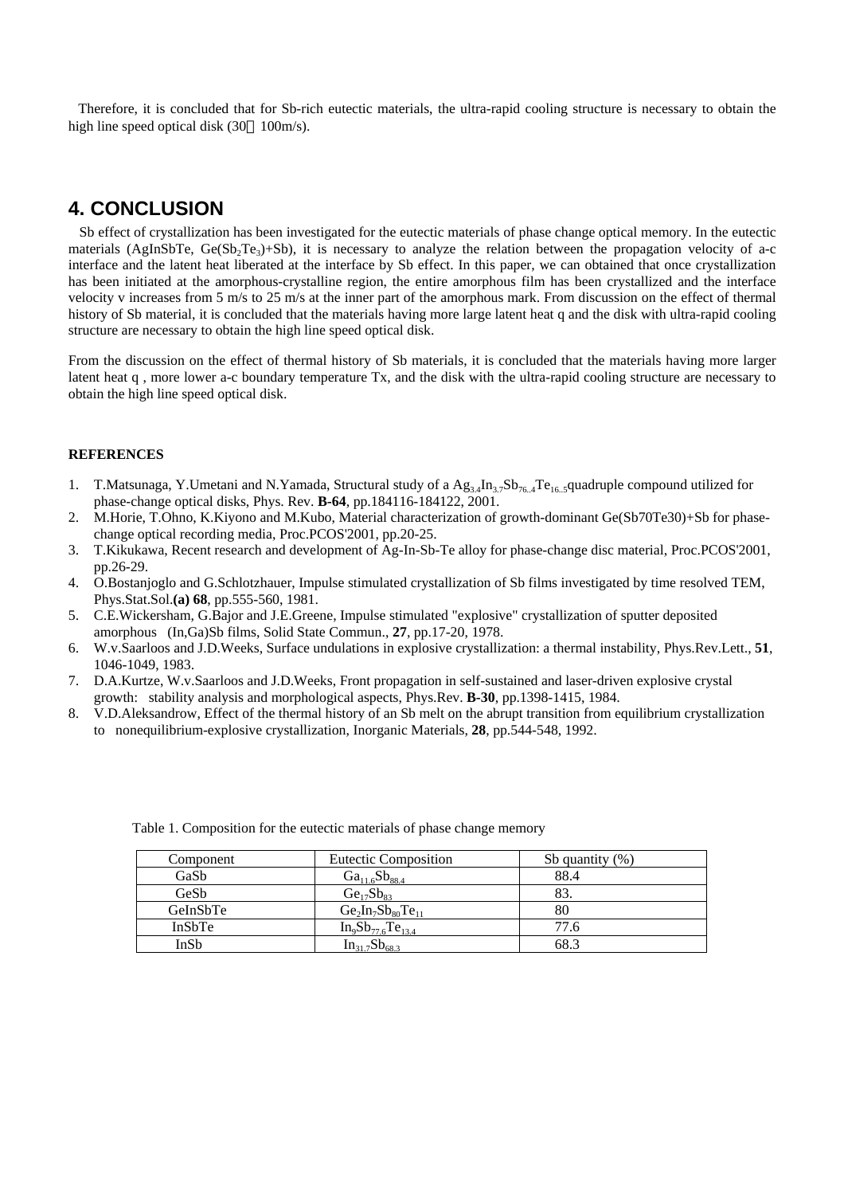Therefore, it is concluded that for Sb-rich eutectic materials, the ultra-rapid cooling structure is necessary to obtain the high line speed optical disk (30～100m/s).

## 4. CONCLUSION

Sb effect of crystallization has been investigated for the eutectic materials of phase change optical memory. In the eutectic materials (AgInSbTe, Ge($Sb_2Te_3$)+Sb), it is necessary to analyze the relation between the propagation velocity of a-c interface and the latent heat liberated at the interface by Sb effect. In this paper, we can obtained that once crystallization has been initiated at the amorphous-crystalline region, the entire amorphous film has been crystallized and the interface velocity v increases from 5 m/s to 25 m/s at the inner part of the amorphous mark. From discussion on the effect of thermal history of Sb material, it is concluded that the materials having more large latent heat q and the disk with ultra-rapid cooling structure are necessary to obtain the high line speed optical disk.

From the discussion on the effect of thermal history of Sb materials, it is concluded that the materials having more larger latent heat q , more lower a-c boundary temperature Tx, and the disk with the ultra-rapid cooling structure are necessary to obtain the high line speed optical disk.

**REFERENCES**

1. T.Matsunaga, Y.Umetani and N.Yamada, Structural study of a $Ag_{3.4}In_{3.7}Sb_{76..4}Te_{16..5}$quadruple compound utilized for phase-change optical disks, Phys. Rev. **B-64**, pp.184116-184122, 2001.
2. M.Horie, T.Ohno, K.Kiyono and M.Kubo, Material characterization of growth-dominant Ge(Sb70Te30)+Sb for phase-change optical recording media, Proc.PCOS'2001, pp.20-25.
3. T.Kikukawa, Recent research and development of Ag-In-Sb-Te alloy for phase-change disc material, Proc.PCOS'2001, pp.26-29.
4. O.Bostanjoglo and G.Schlotzhauer, Impulse stimulated crystallization of Sb films investigated by time resolved TEM, Phys.Stat.Sol.**(a) 68**, pp.555-560, 1981.
5. C.E.Wickersham, G.Bajor and J.E.Greene, Impulse stimulated "explosive" crystallization of sputter deposited amorphous (In,Ga)Sb films, Solid State Commun., **27**, pp.17-20, 1978.
6. W.v.Saarloos and J.D.Weeks, Surface undulations in explosive crystallization: a thermal instability, Phys.Rev.Lett., **51**, 1046-1049, 1983.
7. D.A.Kurtze, W.v.Saarloos and J.D.Weeks, Front propagation in self-sustained and laser-driven explosive crystal growth: stability analysis and morphological aspects, Phys.Rev. **B-30**, pp.1398-1415, 1984.
8. V.D.Aleksandrow, Effect of the thermal history of an Sb melt on the abrupt transition from equilibrium crystallization to nonequilibrium-explosive crystallization, Inorganic Materials, **28**, pp.544-548, 1992.

Table 1. Composition for the eutectic materials of phase change memory

| Component | Eutectic Composition | Sb quantity (%) |
|---|---|---|
| GaSb | $Ga_{11.6}Sb_{88.4}$ | 88.4 |
| GeSb | $Ge_{17}Sb_{83}$ | 83. |
| GeInSbTe | $Ge_2In_7Sb_{80}Te_{11}$ | 80 |
| InSbTe | $In_9Sb_{77.6}Te_{13.4}$ | 77.6 |
| InSb | $In_{31.7}Sb_{68.3}$ | 68.3 |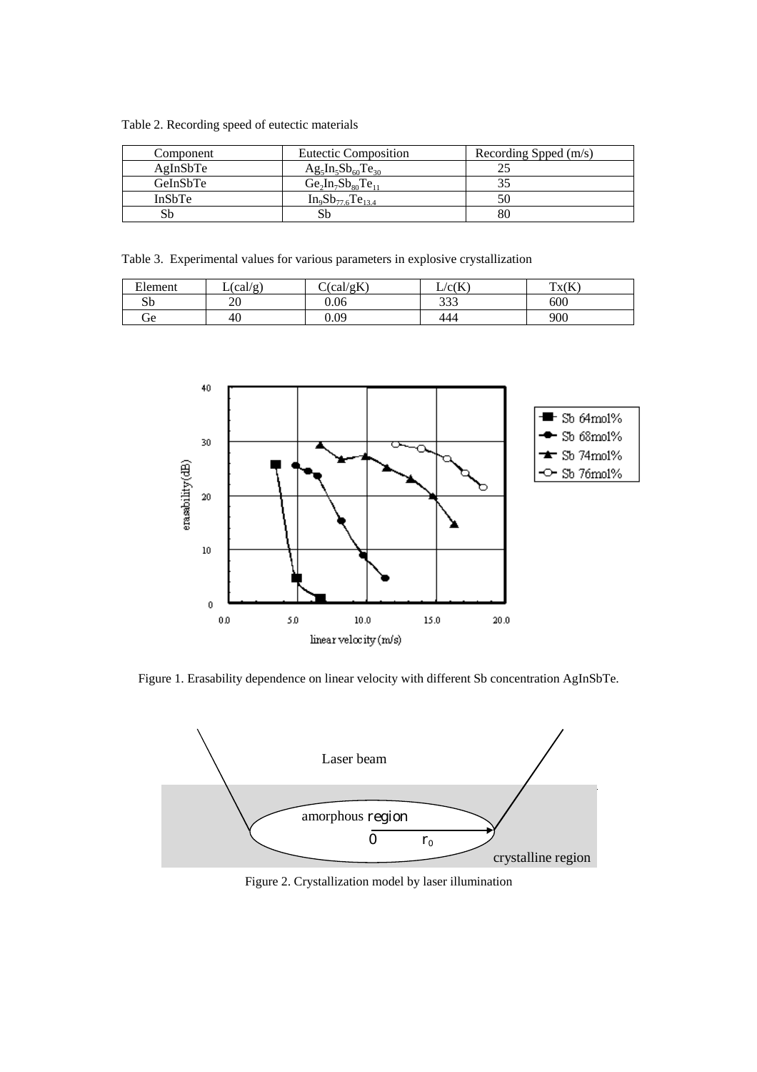Table 2. Recording speed of eutectic materials

| Component | Eutectic Composition | Recording Spped (m/s) |
|---|---|---|
| AgInSbTe | $Ag_5In_5Sb_{60}Te_{30}$ | 25 |
| GeInSbTe | $Ge_2In_7Sb_{80}Te_{11}$ | 35 |
| InSbTe | $In_9Sb_{77.6}Te_{13.4}$ | 50 |
| Sb | Sb | 80 |

Table 3. Experimental values for various parameters in explosive crystallization

| Element | L(cal/g) | C(cal/gK) | L/c(K) | Tx(K) |
|---|---|---|---|---|
| Sb | 20 | 0.06 | 333 | 600 |
| Ge | 40 | 0.09 | 444 | 900 |

Figure 1. Erasability dependence on linear velocity with different Sb concentration AgInSbTe.

Figure 2. Crystallization model by laser illumination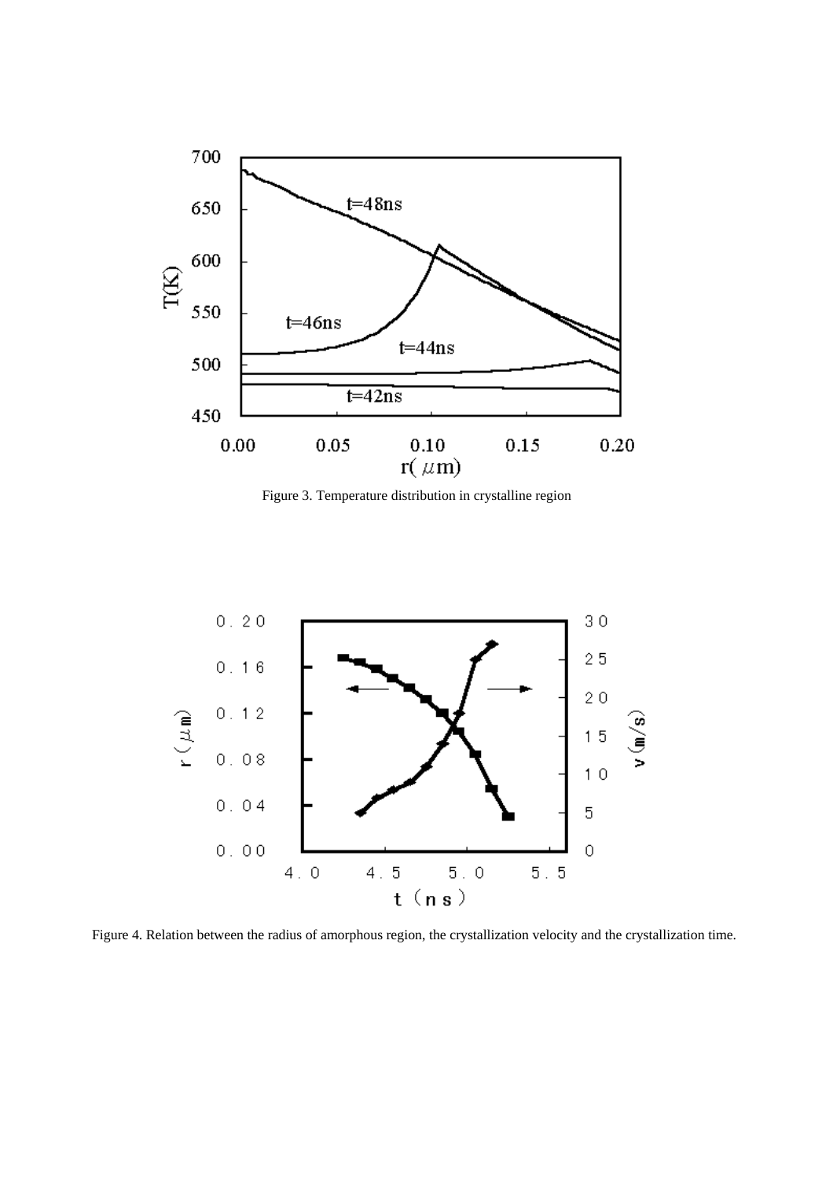Figure 3. Temperature distribution in crystalline region

Figure 4. Relation between the radius of amorphous region, the crystallization velocity and the crystallization time.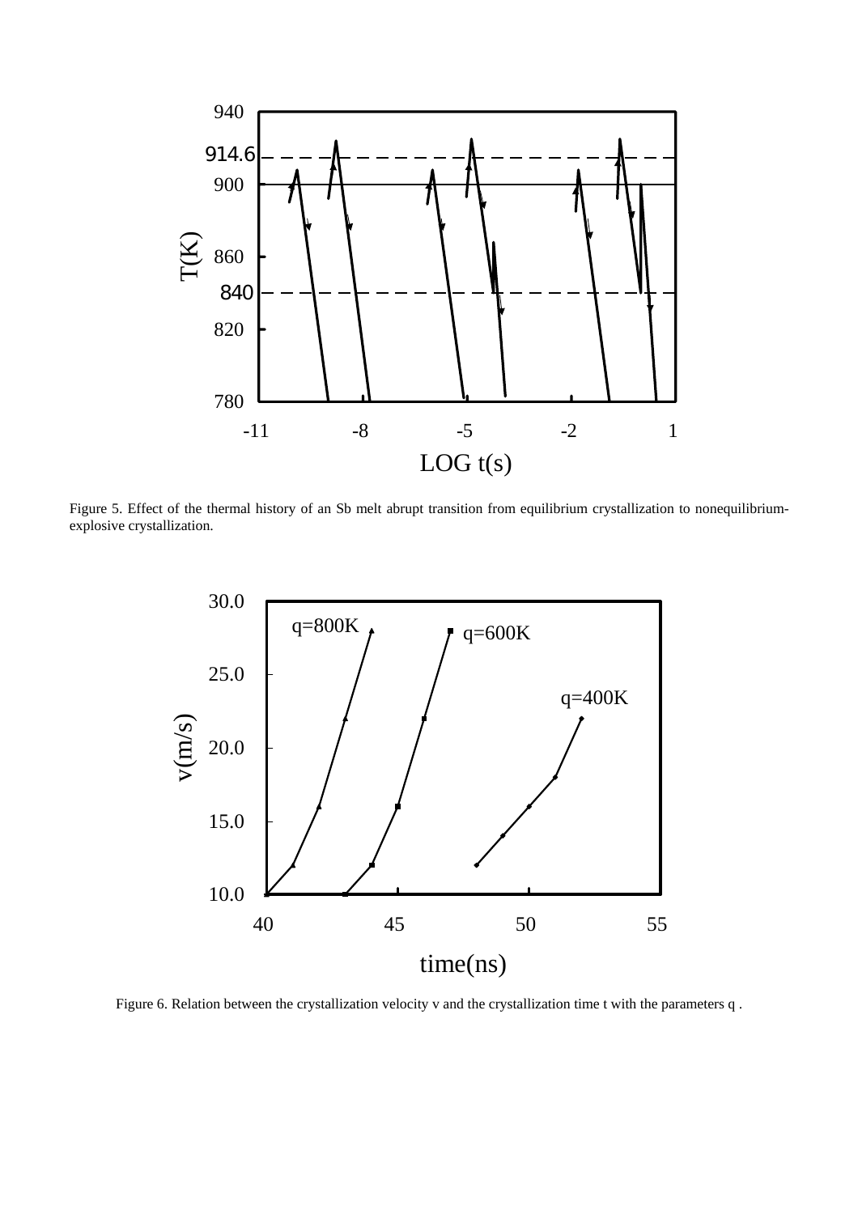Figure 5. Effect of the thermal history of an Sb melt abrupt transition from equilibrium crystallization to nonequilibrium-explosive crystallization.

Figure 6. Relation between the crystallization velocity v and the crystallization time t with the parameters q .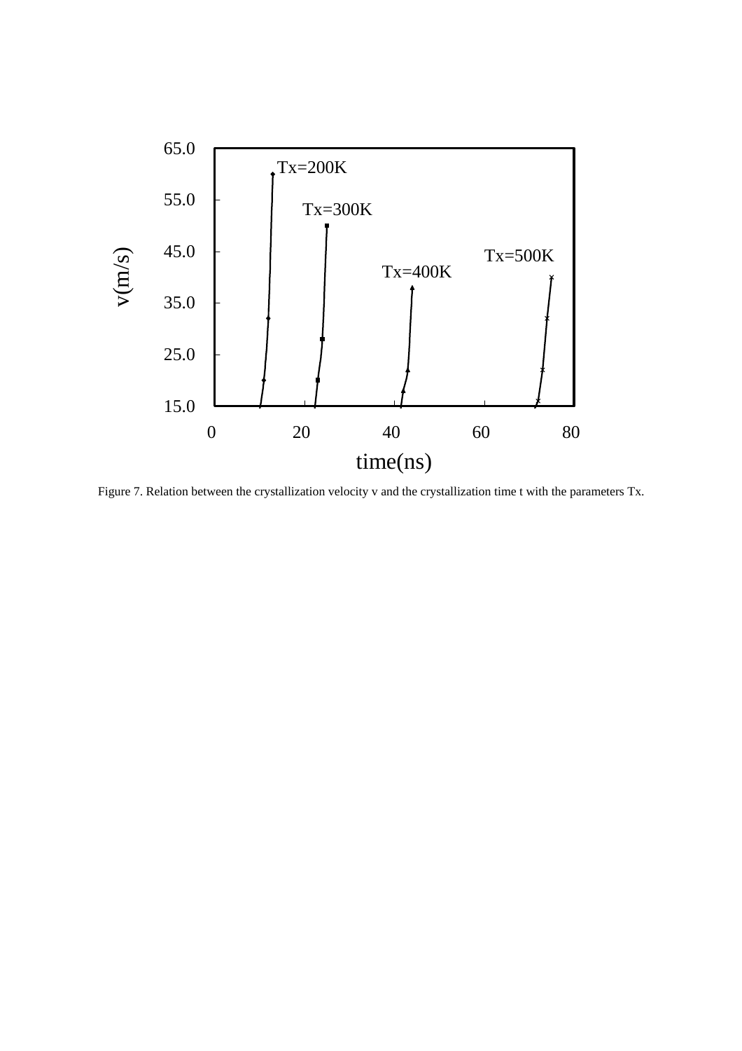65.0
55.0
45.0
35.0
25.0
15.0

v(m/s)

Tx=200K

Tx=300K

Tx=400K

Tx=500K

0
20
40
60
80

time(ns)

Figure 7. Relation between the crystallization velocity v and the crystallization time t with the parameters Tx.